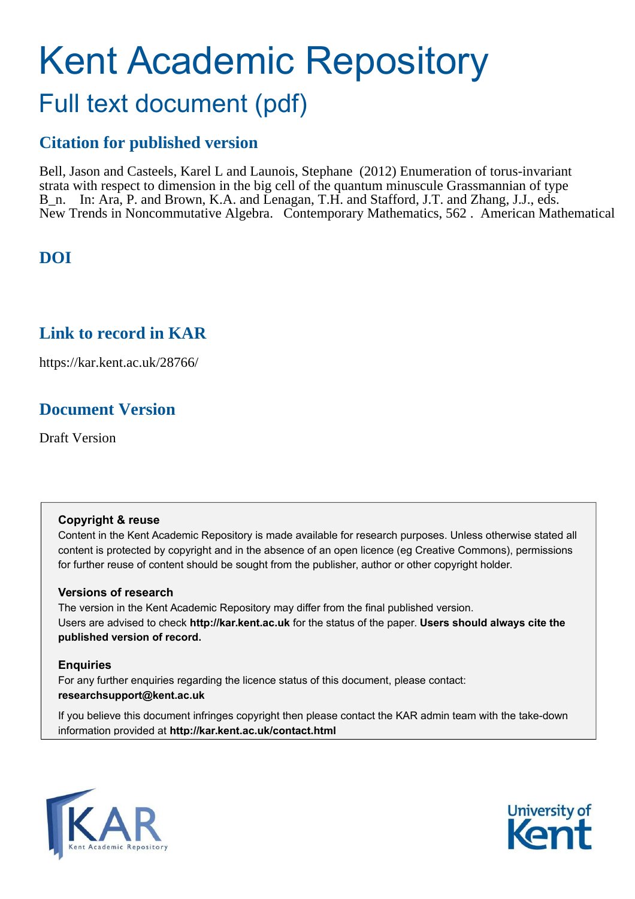# Kent Academic Repository

## Full text document (pdf)

### Citation for published version

Bell, Jason and Casteels, Karel L and Launois, Stephane (2012) Enumeration of torus-invariant strata with respect to dimension in the big cell of the quantum minuscule Grassmannian of type B_n. In: Ara, P. and Brown, K.A. and Lenagan, T.H. and Stafford, J.T. and Zhang, J.J., eds. New Trends in Noncommutative Algebra. Contemporary Mathematics, 562 . American Mathematical

### DOI

### Link to record in KAR

https://kar.kent.ac.uk/28766/

### Document Version

Draft Version

**Copyright & reuse**

Content in the Kent Academic Repository is made available for research purposes. Unless otherwise stated all content is protected by copyright and in the absence of an open licence (eg Creative Commons), permissions for further reuse of content should be sought from the publisher, author or other copyright holder.

**Versions of research**

The version in the Kent Academic Repository may differ from the final published version. Users are advised to check **http://kar.kent.ac.uk** for the status of the paper. **Users should always cite the published version of record.**

**Enquiries**

For any further enquiries regarding the licence status of this document, please contact: **researchsupport@kent.ac.uk**

If you believe this document infringes copyright then please contact the KAR admin team with the take-down information provided at **http://kar.kent.ac.uk/contact.html**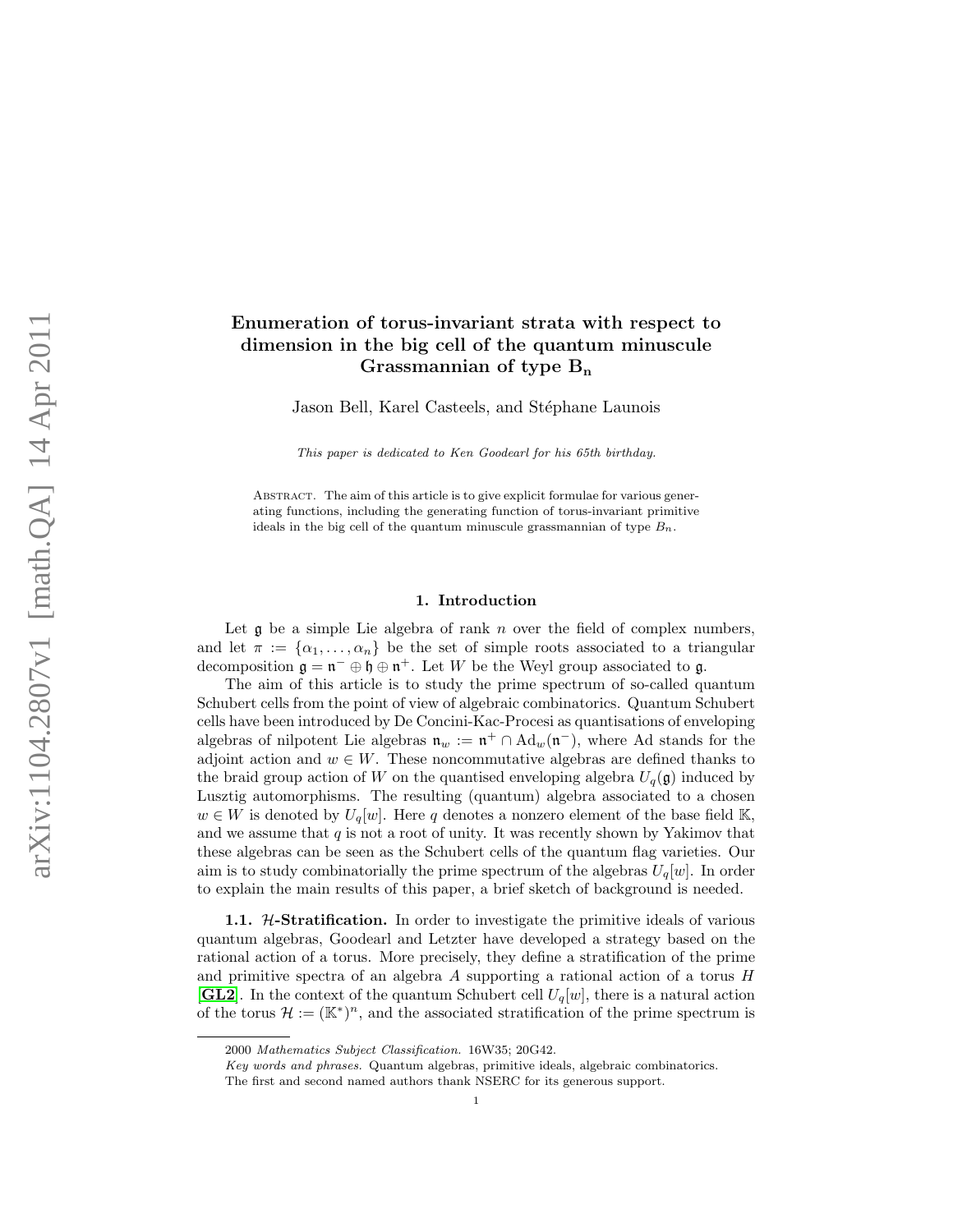# Enumeration of torus-invariant strata with respect to dimension in the big cell of the quantum minuscule Grassmannian of type $B_n$

Jason Bell, Karel Casteels, and Stéphane Launois

*This paper is dedicated to Ken Goodearl for his 65th birthday.*

Abstract. The aim of this article is to give explicit formulae for various generating functions, including the generating function of torus-invariant primitive ideals in the big cell of the quantum minuscule grassmannian of type $B_n$.

## 1. Introduction

Let $\mathfrak{g}$ be a simple Lie algebra of rank $n$ over the field of complex numbers, and let $\pi := \{\alpha_1, \ldots, \alpha_n\}$ be the set of simple roots associated to a triangular decomposition $\mathfrak{g} = \mathfrak{n}^- \oplus \mathfrak{h} \oplus \mathfrak{n}^+$. Let $W$ be the Weyl group associated to $\mathfrak{g}$.

The aim of this article is to study the prime spectrum of so-called quantum Schubert cells from the point of view of algebraic combinatorics. Quantum Schubert cells have been introduced by De Concini-Kac-Procesi as quantisations of enveloping algebras of nilpotent Lie algebras $\mathfrak{n}_w := \mathfrak{n}^+ \cap \mathrm{Ad}_w(\mathfrak{n}^-)$, where Ad stands for the adjoint action and $w \in W$. These noncommutative algebras are defined thanks to the braid group action of $W$ on the quantised enveloping algebra $U_q(\mathfrak{g})$ induced by Lusztig automorphisms. The resulting (quantum) algebra associated to a chosen $w \in W$ is denoted by $U_q[w]$. Here $q$ denotes a nonzero element of the base field $\mathbb{K}$, and we assume that $q$ is not a root of unity. It was recently shown by Yakimov that these algebras can be seen as the Schubert cells of the quantum flag varieties. Our aim is to study combinatorially the prime spectrum of the algebras $U_q[w]$. In order to explain the main results of this paper, a brief sketch of background is needed.

**1.1. $\mathcal{H}$-Stratification.** In order to investigate the primitive ideals of various quantum algebras, Goodearl and Letzter have developed a strategy based on the rational action of a torus. More precisely, they define a stratification of the prime and primitive spectra of an algebra $A$ supporting a rational action of a torus $H$ [GL2]. In the context of the quantum Schubert cell $U_q[w]$, there is a natural action of the torus $\mathcal{H} := (\mathbb{K}^*)^n$, and the associated stratification of the prime spectrum is

2000 *Mathematics Subject Classification.* 16W35; 20G42.

*Key words and phrases.* Quantum algebras, primitive ideals, algebraic combinatorics.

The first and second named authors thank NSERC for its generous support.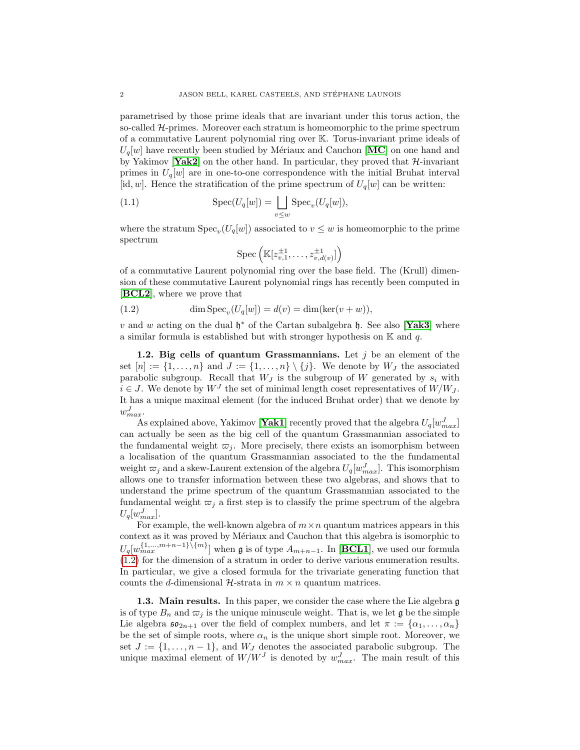parametrised by those prime ideals that are invariant under this torus action, the so-called $\mathcal{H}$-primes. Moreover each stratum is homeomorphic to the prime spectrum of a commutative Laurent polynomial ring over $\mathbb{K}$. Torus-invariant prime ideals of $U_q[w]$ have recently been studied by Mériaux and Cauchon [**MC**] on one hand and by Yakimov [**Yak2**] on the other hand. In particular, they proved that $\mathcal{H}$-invariant primes in $U_q[w]$ are in one-to-one correspondence with the initial Bruhat interval $[\mathrm{id}, w]$. Hence the stratification of the prime spectrum of $U_q[w]$ can be written:

$$\mathrm{Spec}(U_q[w]) = \bigsqcup_{v \leq w} \mathrm{Spec}_v(U_q[w]), \tag{1.1}$$

where the stratum $\mathrm{Spec}_v(U_q[w])$ associated to $v \leq w$ is homeomorphic to the prime spectrum

$$\mathrm{Spec}\left(\mathbb{K}[z_{v,1}^{\pm 1}, \ldots, z_{v,d(v)}^{\pm 1}]\right)$$

of a commutative Laurent polynomial ring over the base field. The (Krull) dimension of these commutative Laurent polynomial rings has recently been computed in [**BCL2**], where we prove that

$$\dim \mathrm{Spec}_v(U_q[w]) = d(v) = \dim(\ker(v + w)), \tag{1.2}$$

$v$ and $w$ acting on the dual $\mathfrak{h}^*$ of the Cartan subalgebra $\mathfrak{h}$. See also [**Yak3**] where a similar formula is established but with stronger hypothesis on $\mathbb{K}$ and $q$.

**1.2. Big cells of quantum Grassmannians.** Let $j$ be an element of the set $[n] := \{1, \ldots, n\}$ and $J := \{1, \ldots, n\} \setminus \{j\}$. We denote by $W_J$ the associated parabolic subgroup. Recall that $W_J$ is the subgroup of $W$ generated by $s_i$ with $i \in J$. We denote by $W^J$ the set of minimal length coset representatives of $W/W_J$. It has a unique maximal element (for the induced Bruhat order) that we denote by $w_{max}^J$.

As explained above, Yakimov [**Yak1**] recently proved that the algebra $U_q[w_{max}^J]$ can actually be seen as the big cell of the quantum Grassmannian associated to the fundamental weight $\varpi_j$. More precisely, there exists an isomorphism between a localisation of the quantum Grassmannian associated to the the fundamental weight $\varpi_j$ and a skew-Laurent extension of the algebra $U_q[w_{max}^J]$. This isomorphism allows one to transfer information between these two algebras, and shows that to understand the prime spectrum of the quantum Grassmannian associated to the fundamental weight $\varpi_j$ a first step is to classify the prime spectrum of the algebra $U_q[w_{max}^J]$.

For example, the well-known algebra of $m \times n$ quantum matrices appears in this context as it was proved by Mériaux and Cauchon that this algebra is isomorphic to $U_q[w_{max}^{\{1,\ldots,m+n-1\} \setminus \{m\}}]$ when $\mathfrak{g}$ is of type $A_{m+n-1}$. In [**BCL1**], we used our formula (1.2) for the dimension of a stratum in order to derive various enumeration results. In particular, we give a closed formula for the trivariate generating function that counts the $d$-dimensional $\mathcal{H}$-strata in $m \times n$ quantum matrices.

**1.3. Main results.** In this paper, we consider the case where the Lie algebra $\mathfrak{g}$ is of type $B_n$ and $\varpi_j$ is the unique minuscule weight. That is, we let $\mathfrak{g}$ be the simple Lie algebra $\mathfrak{so}_{2n+1}$ over the field of complex numbers, and let $\pi := \{\alpha_1, \ldots, \alpha_n\}$ be the set of simple roots, where $\alpha_n$ is the unique short simple root. Moreover, we set $J := \{1, \ldots, n-1\}$, and $W_J$ denotes the associated parabolic subgroup. The unique maximal element of $W/W^J$ is denoted by $w_{max}^J$. The main result of this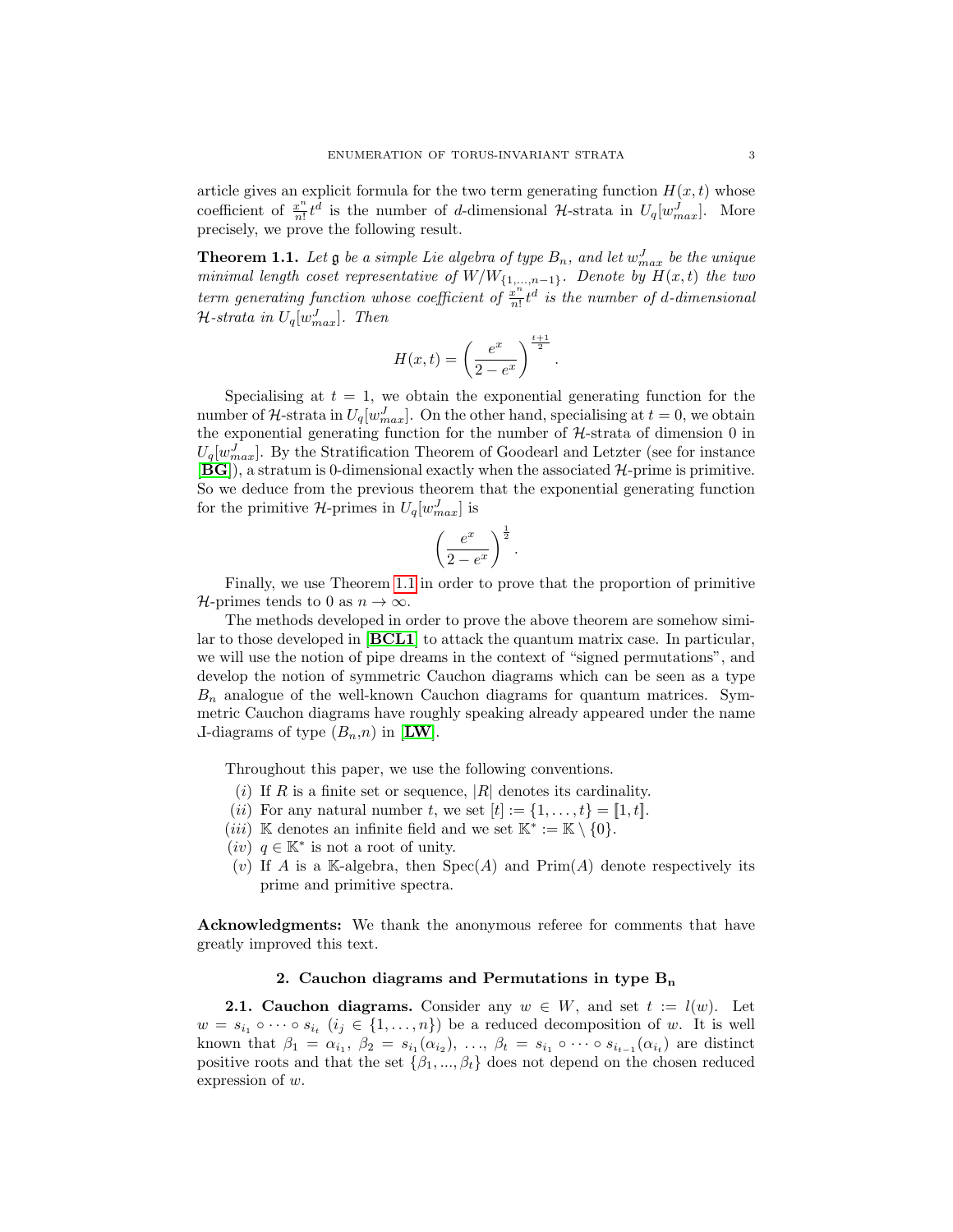article gives an explicit formula for the two term generating function $H(x,t)$ whose coefficient of $\frac{x^n}{n!}t^d$ is the number of $d$-dimensional $\mathcal{H}$-strata in $U_q[w_{max}^J]$. More precisely, we prove the following result.

**Theorem 1.1.** *Let $\mathfrak{g}$ be a simple Lie algebra of type $B_n$, and let $w_{max}^J$ be the unique minimal length coset representative of $W/W_{\{1,\dots,n-1\}}$. Denote by $H(x,t)$ the two term generating function whose coefficient of $\frac{x^n}{n!}t^d$ is the number of $d$-dimensional $\mathcal{H}$-strata in $U_q[w_{max}^J]$. Then*

$$H(x,t) = \left(\frac{e^x}{2-e^x}\right)^{\frac{t+1}{2}}.$$

Specialising at $t=1$, we obtain the exponential generating function for the number of $\mathcal{H}$-strata in $U_q[w_{max}^J]$. On the other hand, specialising at $t=0$, we obtain the exponential generating function for the number of $\mathcal{H}$-strata of dimension 0 in $U_q[w_{max}^J]$. By the Stratification Theorem of Goodearl and Letzter (see for instance [**BG**]), a stratum is 0-dimensional exactly when the associated $\mathcal{H}$-prime is primitive. So we deduce from the previous theorem that the exponential generating function for the primitive $\mathcal{H}$-primes in $U_q[w_{max}^J]$ is

$$\left(\frac{e^x}{2-e^x}\right)^{\frac{1}{2}}.$$

Finally, we use Theorem 1.1 in order to prove that the proportion of primitive $\mathcal{H}$-primes tends to 0 as $n\to\infty$.

The methods developed in order to prove the above theorem are somehow similar to those developed in [**BCL1**] to attack the quantum matrix case. In particular, we will use the notion of pipe dreams in the context of "signed permutations", and develop the notion of symmetric Cauchon diagrams which can be seen as a type $B_n$ analogue of the well-known Cauchon diagrams for quantum matrices. Symmetric Cauchon diagrams have roughly speaking already appeared under the name Ⅎ-diagrams of type $(B_n,n)$ in [**LW**].

Throughout this paper, we use the following conventions.

- $(i)$ If $R$ is a finite set or sequence, $|R|$ denotes its cardinality.
- $(ii)$ For any natural number $t$, we set $[t] := \{1,\dots,t\} = [\![1,t]\!]$.
- $(iii)$ $\mathbb{K}$ denotes an infinite field and we set $\mathbb{K}^* := \mathbb{K}\setminus\{0\}$.
- $(iv)$ $q\in\mathbb{K}^*$ is not a root of unity.
- $(v)$ If $A$ is a $\mathbb{K}$-algebra, then $\mathrm{Spec}(A)$ and $\mathrm{Prim}(A)$ denote respectively its prime and primitive spectra.

**Acknowledgments:** We thank the anonymous referee for comments that have greatly improved this text.

## 2. Cauchon diagrams and Permutations in type $\mathbf{B_n}$

**2.1. Cauchon diagrams.** Consider any $w\in W$, and set $t:=l(w)$. Let $w = s_{i_1}\circ\cdots\circ s_{i_t}$ ($i_j\in\{1,\dots,n\}$) be a reduced decomposition of $w$. It is well known that $\beta_1=\alpha_{i_1}$, $\beta_2 = s_{i_1}(\alpha_{i_2})$, ..., $\beta_t = s_{i_1}\circ\cdots\circ s_{i_{t-1}}(\alpha_{i_t})$ are distinct positive roots and that the set $\{\beta_1,\dots,\beta_t\}$ does not depend on the chosen reduced expression of $w$.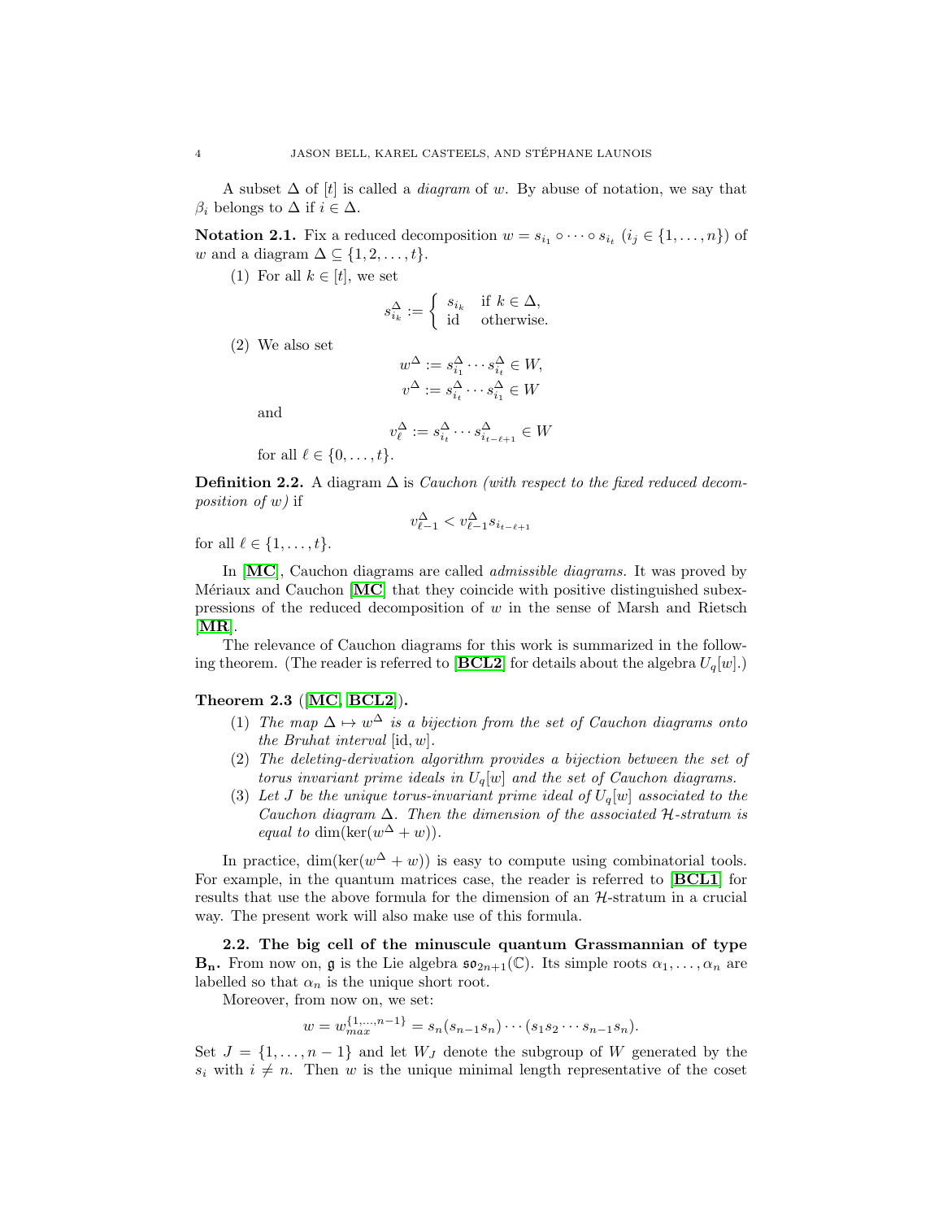A subset $\Delta$ of $[t]$ is called a *diagram* of $w$. By abuse of notation, we say that $\beta_i$ belongs to $\Delta$ if $i \in \Delta$.

**Notation 2.1.** Fix a reduced decomposition $w = s_{i_1} \circ \cdots \circ s_{i_t}$ ($i_j \in \{1, \ldots, n\}$) of $w$ and a diagram $\Delta \subseteq \{1, 2, \ldots, t\}$.

(1) For all $k \in [t]$, we set

$$s_{i_k}^{\Delta} := \begin{cases} s_{i_k} & \text{if } k \in \Delta, \\ \text{id} & \text{otherwise.} \end{cases}$$

(2) We also set

$$w^{\Delta} := s_{i_1}^{\Delta} \cdots s_{i_t}^{\Delta} \in W,$$
$$v^{\Delta} := s_{i_t}^{\Delta} \cdots s_{i_1}^{\Delta} \in W$$

and

$$v_{\ell}^{\Delta} := s_{i_t}^{\Delta} \cdots s_{i_{t-\ell+1}}^{\Delta} \in W$$

for all $\ell \in \{0, \ldots, t\}$.

**Definition 2.2.** A diagram $\Delta$ is *Cauchon (with respect to the fixed reduced decomposition of $w$)* if

$$v_{\ell-1}^{\Delta} < v_{\ell-1}^{\Delta} s_{i_{t-\ell+1}}$$

for all $\ell \in \{1, \ldots, t\}$.

In [**MC**], Cauchon diagrams are called *admissible diagrams*. It was proved by Mériaux and Cauchon [**MC**] that they coincide with positive distinguished subexpressions of the reduced decomposition of $w$ in the sense of Marsh and Rietsch [**MR**].

The relevance of Cauchon diagrams for this work is summarized in the following theorem. (The reader is referred to [**BCL2**] for details about the algebra $U_q[w]$.)

**Theorem 2.3** ([**MC**, **BCL2**]).

(1) *The map $\Delta \mapsto w^{\Delta}$ is a bijection from the set of Cauchon diagrams onto the Bruhat interval* $[\text{id}, w]$.

(2) *The deleting-derivation algorithm provides a bijection between the set of torus invariant prime ideals in $U_q[w]$ and the set of Cauchon diagrams.*

(3) *Let $J$ be the unique torus-invariant prime ideal of $U_q[w]$ associated to the Cauchon diagram $\Delta$. Then the dimension of the associated $\mathcal{H}$-stratum is equal to* $\dim(\ker(w^{\Delta} + w))$.

In practice, $\dim(\ker(w^{\Delta} + w))$ is easy to compute using combinatorial tools. For example, in the quantum matrices case, the reader is referred to [**BCL1**] for results that use the above formula for the dimension of an $\mathcal{H}$-stratum in a crucial way. The present work will also make use of this formula.

**2.2. The big cell of the minuscule quantum Grassmannian of type $\mathbf{B_n}$.** From now on, $\mathfrak{g}$ is the Lie algebra $\mathfrak{so}_{2n+1}(\mathbb{C})$. Its simple roots $\alpha_1, \ldots, \alpha_n$ are labelled so that $\alpha_n$ is the unique short root.

Moreover, from now on, we set:

$$w = w_{max}^{\{1,\ldots,n-1\}} = s_n(s_{n-1}s_n) \cdots (s_1 s_2 \cdots s_{n-1} s_n).$$

Set $J = \{1, \ldots, n-1\}$ and let $W_J$ denote the subgroup of $W$ generated by the $s_i$ with $i \neq n$. Then $w$ is the unique minimal length representative of the coset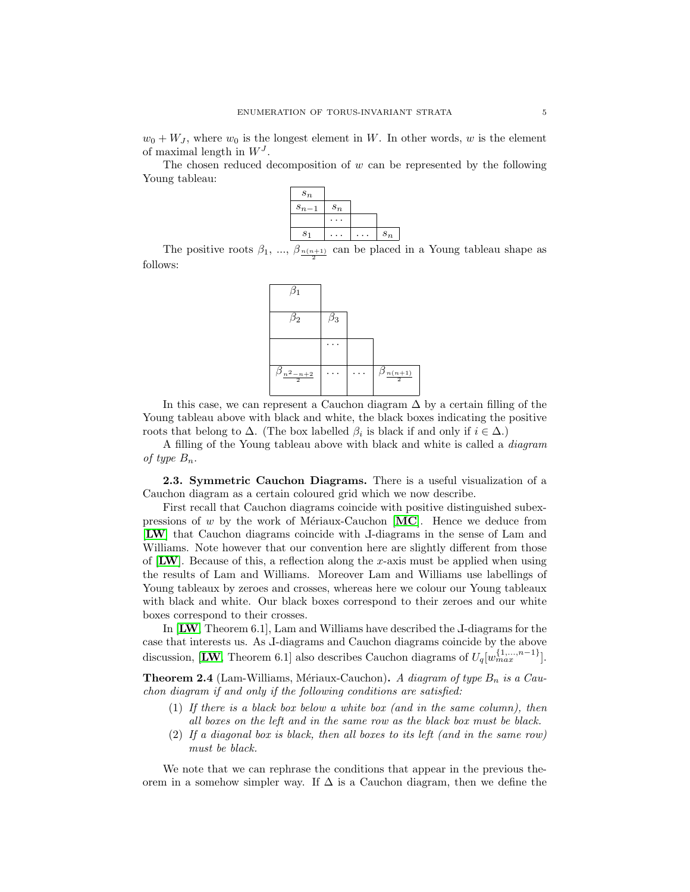$w_0 + W_J$, where $w_0$ is the longest element in $W$. In other words, $w$ is the element of maximal length in $W^J$.

The chosen reduced decomposition of $w$ can be represented by the following Young tableau:

| | | | |
|---|---|---|---|
| $s_n$ | | | |
| $s_{n-1}$ | $s_n$ | | |
| | $\cdots$ | | |
| $s_1$ | $\dots$ | $\dots$ | $s_n$ |

The positive roots $\beta_1$, ..., $\beta_{\frac{n(n+1)}{2}}$ can be placed in a Young tableau shape as follows:

| | | | |
|---|---|---|---|
| $\beta_1$ | | | |
| $\beta_2$ | $\beta_3$ | | |
| | $\cdots$ | | |
| $\beta_{\frac{n^2-n+2}{2}}$ | $\dots$ | $\dots$ | $\beta_{\frac{n(n+1)}{2}}$ |

In this case, we can represent a Cauchon diagram $\Delta$ by a certain filling of the Young tableau above with black and white, the black boxes indicating the positive roots that belong to $\Delta$. (The box labelled $\beta_i$ is black if and only if $i \in \Delta$.)

A filling of the Young tableau above with black and white is called a *diagram of type $B_n$*.

**2.3. Symmetric Cauchon Diagrams.** There is a useful visualization of a Cauchon diagram as a certain coloured grid which we now describe.

First recall that Cauchon diagrams coincide with positive distinguished subexpressions of $w$ by the work of Mériaux-Cauchon [**MC**]. Hence we deduce from [**LW**] that Cauchon diagrams coincide with Ꞁ-diagrams in the sense of Lam and Williams. Note however that our convention here are slightly different from those of [**LW**]. Because of this, a reflection along the $x$-axis must be applied when using the results of Lam and Williams. Moreover Lam and Williams use labellings of Young tableaux by zeroes and crosses, whereas here we colour our Young tableaux with black and white. Our black boxes correspond to their zeroes and our white boxes correspond to their crosses.

In [**LW**, Theorem 6.1], Lam and Williams have described the Ꞁ-diagrams for the case that interests us. As Ꞁ-diagrams and Cauchon diagrams coincide by the above discussion, [**LW**, Theorem 6.1] also describes Cauchon diagrams of $U_q[w_{max}^{\{1,\dots,n-1\}}]$.

**Theorem 2.4** (Lam-Williams, Mériaux-Cauchon)**.** *A diagram of type $B_n$ is a Cauchon diagram if and only if the following conditions are satisfied:*

1. *If there is a black box below a white box (and in the same column), then all boxes on the left and in the same row as the black box must be black.*
2. *If a diagonal box is black, then all boxes to its left (and in the same row) must be black.*

We note that we can rephrase the conditions that appear in the previous theorem in a somehow simpler way. If $\Delta$ is a Cauchon diagram, then we define the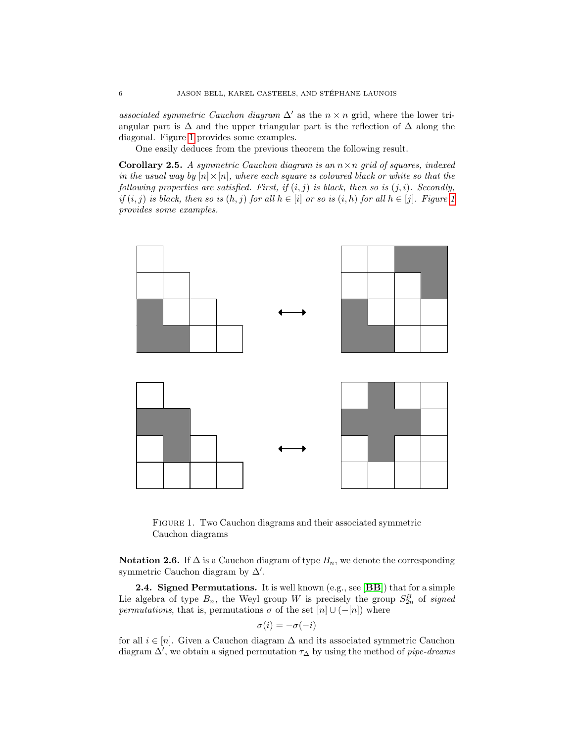*associated symmetric Cauchon diagram* $\Delta'$ as the $n \times n$ grid, where the lower triangular part is $\Delta$ and the upper triangular part is the reflection of $\Delta$ along the diagonal. Figure 1 provides some examples.

One easily deduces from the previous theorem the following result.

**Corollary 2.5.** *A symmetric Cauchon diagram is an $n \times n$ grid of squares, indexed in the usual way by $[n] \times [n]$, where each square is coloured black or white so that the following properties are satisfied. First, if $(i, j)$ is black, then so is $(j, i)$. Secondly, if $(i, j)$ is black, then so is $(h, j)$ for all $h \in [i]$ or so is $(i, h)$ for all $h \in [j]$. Figure 1 provides some examples.*

Figure 1. Two Cauchon diagrams and their associated symmetric Cauchon diagrams

**Notation 2.6.** If $\Delta$ is a Cauchon diagram of type $B_n$, we denote the corresponding symmetric Cauchon diagram by $\Delta'$.

**2.4. Signed Permutations.** It is well known (e.g., see [**BB**]) that for a simple Lie algebra of type $B_n$, the Weyl group $W$ is precisely the group $S_{2n}^B$ of *signed permutations*, that is, permutations $\sigma$ of the set $[n] \cup (-[n])$ where

$$\sigma(i) = -\sigma(-i)$$

for all $i \in [n]$. Given a Cauchon diagram $\Delta$ and its associated symmetric Cauchon diagram $\Delta'$, we obtain a signed permutation $\tau_\Delta$ by using the method of *pipe-dreams*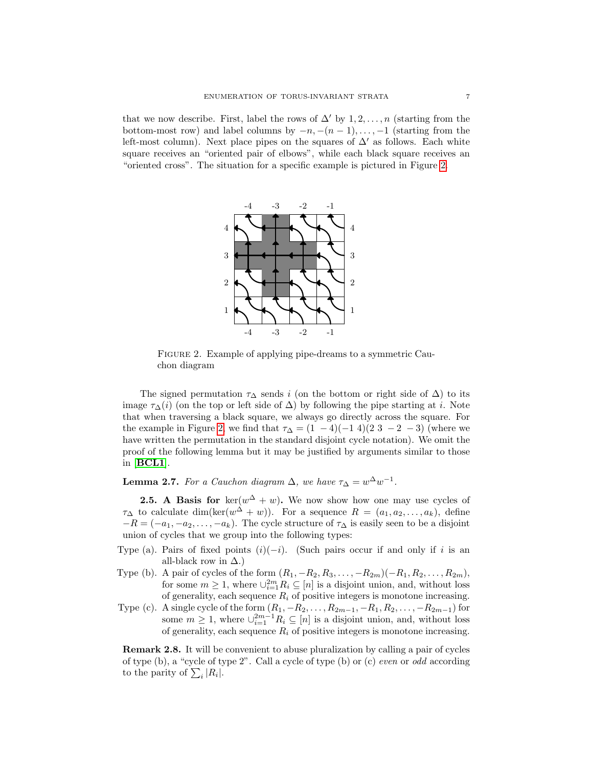that we now describe. First, label the rows of $\Delta'$ by $1, 2, \ldots, n$ (starting from the bottom-most row) and label columns by $-n, -(n-1), \ldots, -1$ (starting from the left-most column). Next place pipes on the squares of $\Delta'$ as follows. Each white square receives an "oriented pair of elbows", while each black square receives an "oriented cross". The situation for a specific example is pictured in Figure 2.

FIGURE 2. Example of applying pipe-dreams to a symmetric Cauchon diagram

The signed permutation $\tau_\Delta$ sends $i$ (on the bottom or right side of $\Delta$) to its image $\tau_\Delta(i)$ (on the top or left side of $\Delta$) by following the pipe starting at $i$. Note that when traversing a black square, we always go directly across the square. For the example in Figure 2, we find that $\tau_\Delta = (1\ -4)(-1\ 4)(2\ 3\ -2\ -3)$ (where we have written the permutation in the standard disjoint cycle notation). We omit the proof of the following lemma but it may be justified by arguments similar to those in [**BCL1**].

**Lemma 2.7.** *For a Cauchon diagram $\Delta$, we have $\tau_\Delta = w^\Delta w^{-1}$.*

**2.5. A Basis for $\ker(w^\Delta + w)$.** We now show how one may use cycles of $\tau_\Delta$ to calculate $\dim(\ker(w^\Delta + w))$. For a sequence $R = (a_1, a_2, \ldots, a_k)$, define $-R = (-a_1, -a_2, \ldots, -a_k)$. The cycle structure of $\tau_\Delta$ is easily seen to be a disjoint union of cycles that we group into the following types:

- Type (a). Pairs of fixed points $(i)(-i)$. (Such pairs occur if and only if $i$ is an all-black row in $\Delta$.)
- Type (b). A pair of cycles of the form $(R_1, -R_2, R_3, \ldots, -R_{2m})(-R_1, R_2, \ldots, R_{2m})$, for some $m \geq 1$, where $\cup_{i=1}^{2m} R_i \subseteq [n]$ is a disjoint union, and, without loss of generality, each sequence $R_i$ of positive integers is monotone increasing.
- Type (c). A single cycle of the form $(R_1, -R_2, \ldots, R_{2m-1}, -R_1, R_2, \ldots, -R_{2m-1})$ for some $m \geq 1$, where $\cup_{i=1}^{2m-1} R_i \subseteq [n]$ is a disjoint union, and, without loss of generality, each sequence $R_i$ of positive integers is monotone increasing.

**Remark 2.8.** It will be convenient to abuse pluralization by calling a pair of cycles of type (b), a "cycle of type 2". Call a cycle of type (b) or (c) *even* or *odd* according to the parity of $\sum_i |R_i|$.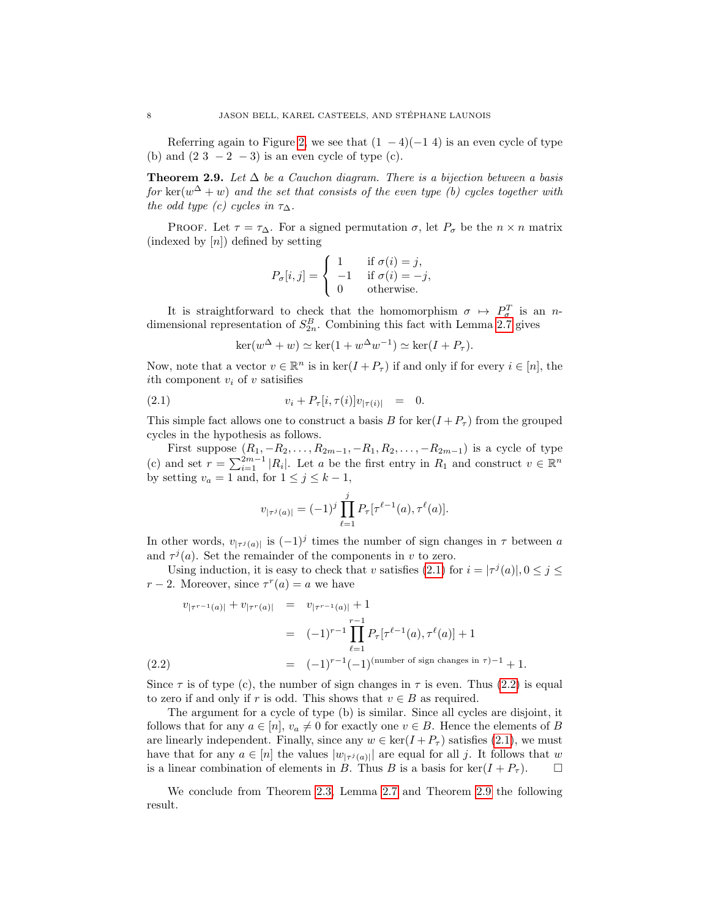Referring again to Figure 2, we see that $(1\ -4)(-1\ 4)$ is an even cycle of type (b) and $(2\ 3\ -2\ -3)$ is an even cycle of type (c).

**Theorem 2.9.** *Let $\Delta$ be a Cauchon diagram. There is a bijection between a basis for $\ker(w^\Delta + w)$ and the set that consists of the even type (b) cycles together with the odd type (c) cycles in $\tau_\Delta$.*

Proof. Let $\tau = \tau_\Delta$. For a signed permutation $\sigma$, let $P_\sigma$ be the $n \times n$ matrix (indexed by $[n]$) defined by setting

$$P_\sigma[i,j] = \begin{cases} 1 & \text{if } \sigma(i) = j, \\ -1 & \text{if } \sigma(i) = -j, \\ 0 & \text{otherwise.} \end{cases}$$

It is straightforward to check that the homomorphism $\sigma \mapsto P_\sigma^T$ is an $n$-dimensional representation of $S_{2n}^B$. Combining this fact with Lemma 2.7 gives

$$\ker(w^\Delta + w) \simeq \ker(1 + w^\Delta w^{-1}) \simeq \ker(I + P_\tau).$$

Now, note that a vector $v \in \mathbb{R}^n$ is in $\ker(I + P_\tau)$ if and only if for every $i \in [n]$, the $i$th component $v_i$ of $v$ satisifies

$$v_i + P_\tau[i, \tau(i)] v_{|\tau(i)|} \quad = \quad 0. \tag{2.1}$$

This simple fact allows one to construct a basis $B$ for $\ker(I + P_\tau)$ from the grouped cycles in the hypothesis as follows.

First suppose $(R_1, -R_2, \ldots, R_{2m-1}, -R_1, R_2, \ldots, -R_{2m-1})$ is a cycle of type (c) and set $r = \sum_{i=1}^{2m-1} |R_i|$. Let $a$ be the first entry in $R_1$ and construct $v \in \mathbb{R}^n$ by setting $v_a = 1$ and, for $1 \leq j \leq k-1$,

$$v_{|\tau^j(a)|} = (-1)^j \prod_{\ell=1}^{j} P_\tau[\tau^{\ell-1}(a), \tau^\ell(a)].$$

In other words, $v_{|\tau^j(a)|}$ is $(-1)^j$ times the number of sign changes in $\tau$ between $a$ and $\tau^j(a)$. Set the remainder of the components in $v$ to zero.

Using induction, it is easy to check that $v$ satisfies (2.1) for $i = |\tau^j(a)|, 0 \leq j \leq r-2$. Moreover, since $\tau^r(a) = a$ we have

$$\begin{aligned} v_{|\tau^{r-1}(a)|} + v_{|\tau^r(a)|} &= v_{|\tau^{r-1}(a)|} + 1 \\ &= (-1)^{r-1} \prod_{\ell=1}^{r-1} P_\tau[\tau^{\ell-1}(a), \tau^\ell(a)] + 1 \\ &= (-1)^{r-1}(-1)^{(\text{number of sign changes in } \tau)-1} + 1. \end{aligned} \tag{2.2}$$

Since $\tau$ is of type (c), the number of sign changes in $\tau$ is even. Thus (2.2) is equal to zero if and only if $r$ is odd. This shows that $v \in B$ as required.

The argument for a cycle of type (b) is similar. Since all cycles are disjoint, it follows that for any $a \in [n]$, $v_a \neq 0$ for exactly one $v \in B$. Hence the elements of $B$ are linearly independent. Finally, since any $w \in \ker(I + P_\tau)$ satisfies (2.1), we must have that for any $a \in [n]$ the values $|w_{|\tau^j(a)|}|$ are equal for all $j$. It follows that $w$ is a linear combination of elements in $B$. Thus $B$ is a basis for $\ker(I + P_\tau)$. $\square$

We conclude from Theorem 2.3, Lemma 2.7 and Theorem 2.9 the following result.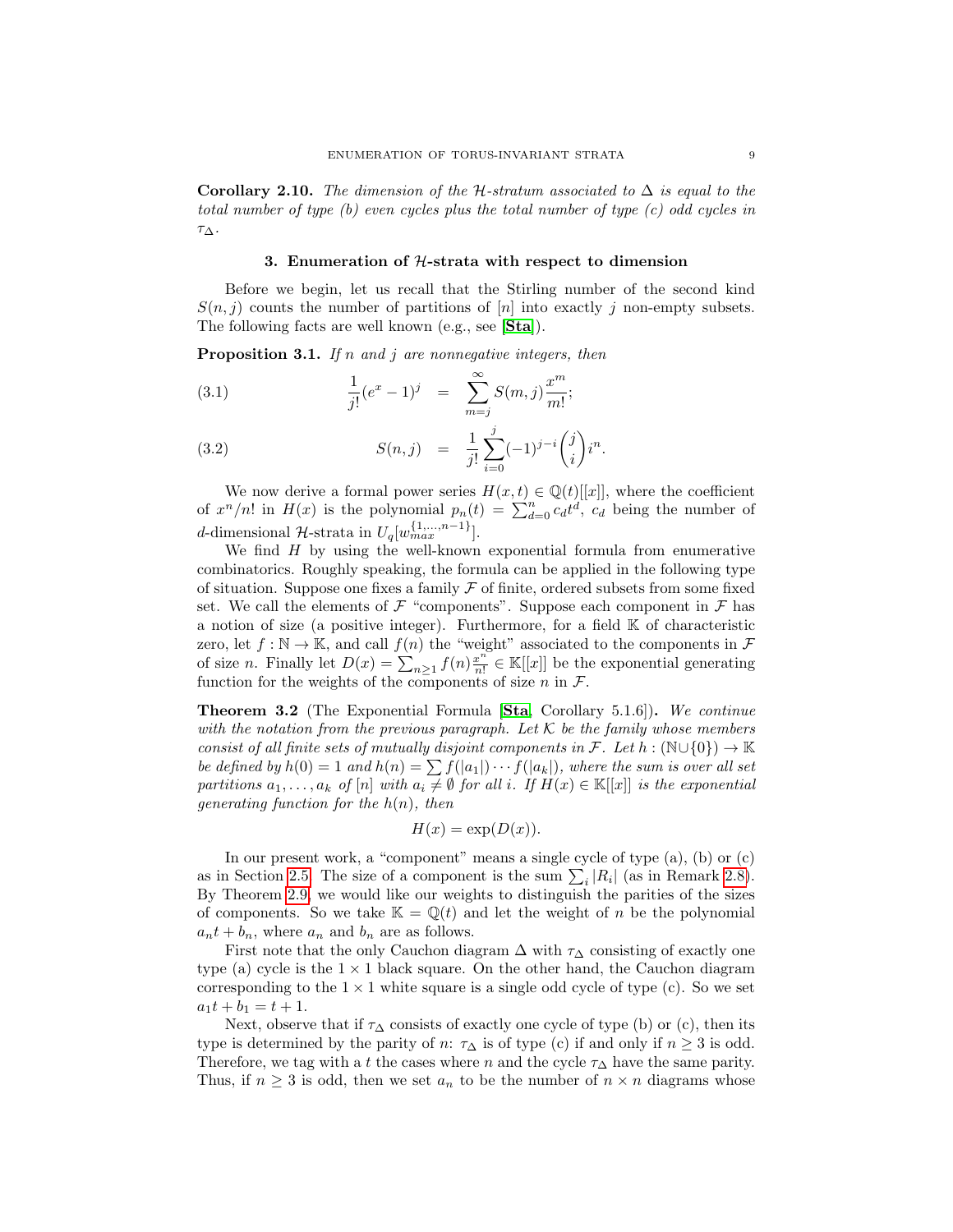**Corollary 2.10.** *The dimension of the $\mathcal{H}$-stratum associated to $\Delta$ is equal to the total number of type (b) even cycles plus the total number of type (c) odd cycles in $\tau_\Delta$.*

## 3. Enumeration of $\mathcal{H}$-strata with respect to dimension

Before we begin, let us recall that the Stirling number of the second kind $S(n, j)$ counts the number of partitions of $[n]$ into exactly $j$ non-empty subsets. The following facts are well known (e.g., see [**Sta**]).

**Proposition 3.1.** *If $n$ and $j$ are nonnegative integers, then*

$$\frac{1}{j!}(e^x - 1)^j \quad = \quad \sum_{m=j}^{\infty} S(m, j)\frac{x^m}{m!}; \tag{3.1}$$

$$S(n, j) \quad = \quad \frac{1}{j!}\sum_{i=0}^{j}(-1)^{j-i}\binom{j}{i}i^n. \tag{3.2}$$

We now derive a formal power series $H(x, t) \in \mathbb{Q}(t)[[x]]$, where the coefficient of $x^n/n!$ in $H(x)$ is the polynomial $p_n(t) = \sum_{d=0}^{n} c_d t^d$, $c_d$ being the number of $d$-dimensional $\mathcal{H}$-strata in $U_q[w_{max}^{\{1,\dots,n-1\}}]$.

We find $H$ by using the well-known exponential formula from enumerative combinatorics. Roughly speaking, the formula can be applied in the following type of situation. Suppose one fixes a family $\mathcal{F}$ of finite, ordered subsets from some fixed set. We call the elements of $\mathcal{F}$ "components". Suppose each component in $\mathcal{F}$ has a notion of size (a positive integer). Furthermore, for a field $\mathbb{K}$ of characteristic zero, let $f : \mathbb{N} \to \mathbb{K}$, and call $f(n)$ the "weight" associated to the components in $\mathcal{F}$ of size $n$. Finally let $D(x) = \sum_{n\geq 1} f(n)\frac{x^n}{n!} \in \mathbb{K}[[x]]$ be the exponential generating function for the weights of the components of size $n$ in $\mathcal{F}$.

**Theorem 3.2** (The Exponential Formula [**Sta**, Corollary 5.1.6])**.** *We continue with the notation from the previous paragraph. Let $\mathcal{K}$ be the family whose members consist of all finite sets of mutually disjoint components in $\mathcal{F}$. Let $h : (\mathbb{N}\cup\{0\}) \to \mathbb{K}$ be defined by $h(0) = 1$ and $h(n) = \sum f(|a_1|)\cdots f(|a_k|)$, where the sum is over all set partitions $a_1, \dots, a_k$ of $[n]$ with $a_i \neq \emptyset$ for all $i$. If $H(x) \in \mathbb{K}[[x]]$ is the exponential generating function for the $h(n)$, then*

$$H(x) = \exp(D(x)).$$

In our present work, a "component" means a single cycle of type (a), (b) or (c) as in Section 2.5. The size of a component is the sum $\sum_i |R_i|$ (as in Remark 2.8). By Theorem 2.9 we would like our weights to distinguish the parities of the sizes of components. So we take $\mathbb{K} = \mathbb{Q}(t)$ and let the weight of $n$ be the polynomial $a_n t + b_n$, where $a_n$ and $b_n$ are as follows.

First note that the only Cauchon diagram $\Delta$ with $\tau_\Delta$ consisting of exactly one type (a) cycle is the $1 \times 1$ black square. On the other hand, the Cauchon diagram corresponding to the $1 \times 1$ white square is a single odd cycle of type (c). So we set $a_1 t + b_1 = t + 1$.

Next, observe that if $\tau_\Delta$ consists of exactly one cycle of type (b) or (c), then its type is determined by the parity of $n$: $\tau_\Delta$ is of type (c) if and only if $n \geq 3$ is odd. Therefore, we tag with a $t$ the cases where $n$ and the cycle $\tau_\Delta$ have the same parity. Thus, if $n \geq 3$ is odd, then we set $a_n$ to be the number of $n \times n$ diagrams whose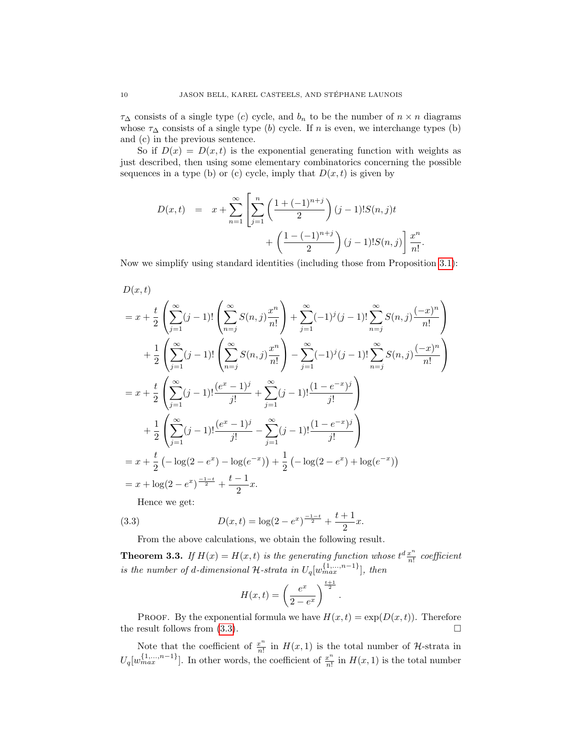$\tau_\Delta$ consists of a single type $(c)$ cycle, and $b_n$ to be the number of $n \times n$ diagrams whose $\tau_\Delta$ consists of a single type $(b)$ cycle. If $n$ is even, we interchange types (b) and (c) in the previous sentence.

So if $D(x) = D(x,t)$ is the exponential generating function with weights as just described, then using some elementary combinatorics concerning the possible sequences in a type (b) or (c) cycle, imply that $D(x,t)$ is given by

$$D(x,t) \;=\; x + \sum_{n=1}^{\infty}\left[\sum_{j=1}^{n}\left(\frac{1+(-1)^{n+j}}{2}\right)(j-1)!S(n,j)t + \left(\frac{1-(-1)^{n+j}}{2}\right)(j-1)!S(n,j)\right]\frac{x^n}{n!}.$$

Now we simplify using standard identities (including those from Proposition 3.1):

$$\begin{aligned}
&D(x,t)\\
&= x + \frac{t}{2}\left(\sum_{j=1}^{\infty}(j-1)!\left(\sum_{n=j}^{\infty}S(n,j)\frac{x^n}{n!}\right) + \sum_{j=1}^{\infty}(-1)^j(j-1)!\sum_{n=j}^{\infty}S(n,j)\frac{(-x)^n}{n!}\right)\\
&\quad + \frac{1}{2}\left(\sum_{j=1}^{\infty}(j-1)!\left(\sum_{n=j}^{\infty}S(n,j)\frac{x^n}{n!}\right) - \sum_{j=1}^{\infty}(-1)^j(j-1)!\sum_{n=j}^{\infty}S(n,j)\frac{(-x)^n}{n!}\right)\\
&= x + \frac{t}{2}\left(\sum_{j=1}^{\infty}(j-1)!\frac{(e^x-1)^j}{j!} + \sum_{j=1}^{\infty}(j-1)!\frac{(1-e^{-x})^j}{j!}\right)\\
&\quad + \frac{1}{2}\left(\sum_{j=1}^{\infty}(j-1)!\frac{(e^x-1)^j}{j!} - \sum_{j=1}^{\infty}(j-1)!\frac{(1-e^{-x})^j}{j!}\right)\\
&= x + \frac{t}{2}\left(-\log(2-e^x) - \log(e^{-x})\right) + \frac{1}{2}\left(-\log(2-e^x) + \log(e^{-x})\right)\\
&= x + \log(2-e^x)^{\frac{-1-t}{2}} + \frac{t-1}{2}x.
\end{aligned}$$

Hence we get:

$$D(x,t) = \log(2-e^x)^{\frac{-1-t}{2}} + \frac{t+1}{2}x. \tag{3.3}$$

From the above calculations, we obtain the following result.

**Theorem 3.3.** *If $H(x) = H(x,t)$ is the generating function whose $t^d\frac{x^n}{n!}$ coefficient is the number of $d$-dimensional $\mathcal{H}$-strata in $U_q[w_{max}^{\{1,\dots,n-1\}}]$, then*

$$H(x,t) = \left(\frac{e^x}{2-e^x}\right)^{\frac{t+1}{2}}.$$

Proof. By the exponential formula we have $H(x,t) = \exp(D(x,t))$. Therefore the result follows from (3.3). $\square$

Note that the coefficient of $\frac{x^n}{n!}$ in $H(x,1)$ is the total number of $\mathcal{H}$-strata in $U_q[w_{max}^{\{1,\dots,n-1\}}]$. In other words, the coefficient of $\frac{x^n}{n!}$ in $H(x,1)$ is the total number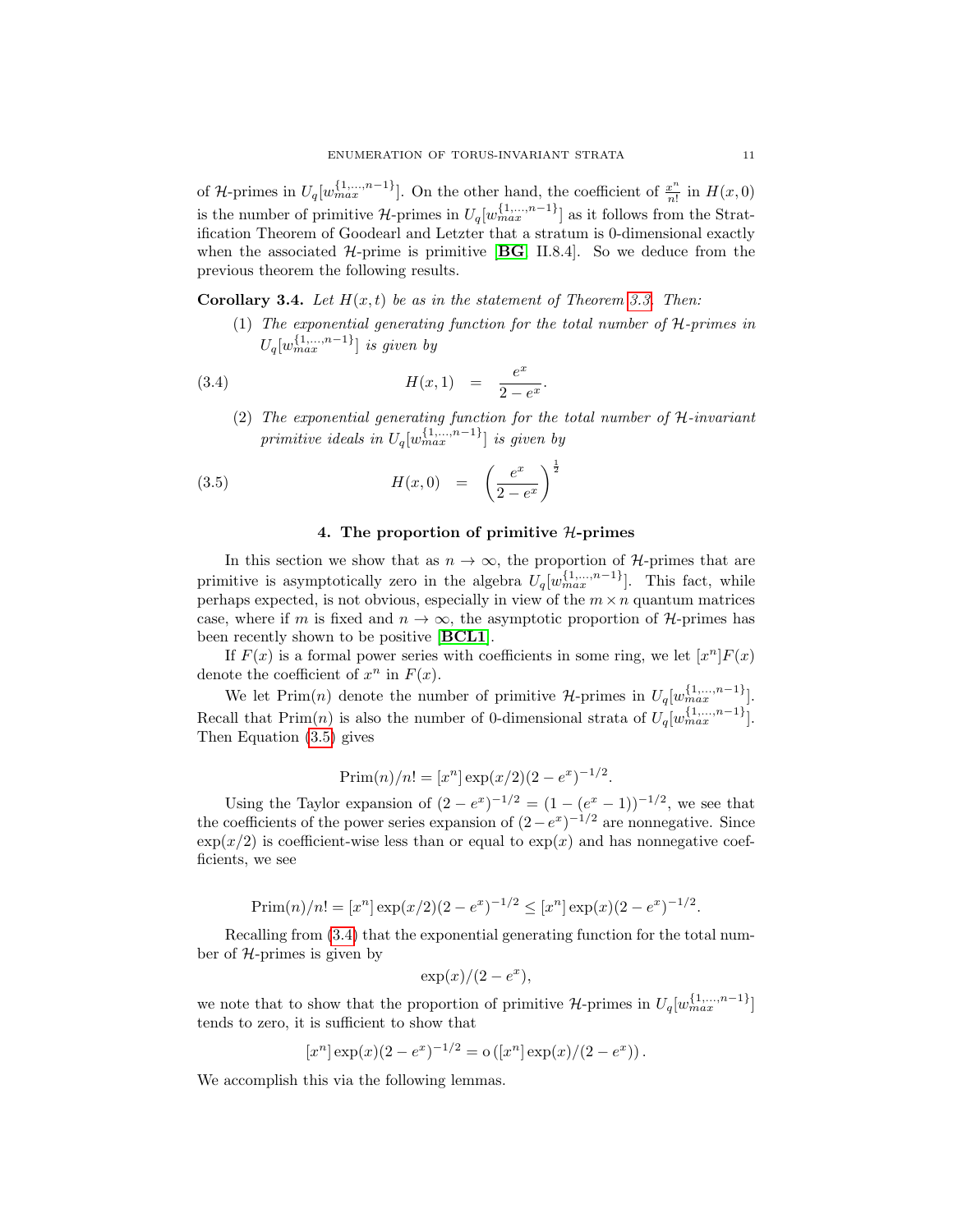of $\mathcal{H}$-primes in $U_q[w_{max}^{\{1,\dots,n-1\}}]$. On the other hand, the coefficient of $\frac{x^n}{n!}$ in $H(x,0)$ is the number of primitive $\mathcal{H}$-primes in $U_q[w_{max}^{\{1,\dots,n-1\}}]$ as it follows from the Stratification Theorem of Goodearl and Letzter that a stratum is 0-dimensional exactly when the associated $\mathcal{H}$-prime is primitive [**BG**, II.8.4]. So we deduce from the previous theorem the following results.

**Corollary 3.4.** *Let $H(x,t)$ be as in the statement of Theorem 3.3. Then:*

(1) *The exponential generating function for the total number of $\mathcal{H}$-primes in $U_q[w_{max}^{\{1,\dots,n-1\}}]$ is given by*

$$H(x,1) \quad = \quad \frac{e^x}{2-e^x}. \tag{3.4}$$

(2) *The exponential generating function for the total number of $\mathcal{H}$-invariant primitive ideals in $U_q[w_{max}^{\{1,\dots,n-1\}}]$ is given by*

$$H(x,0) \quad = \quad \left(\frac{e^x}{2-e^x}\right)^{\frac{1}{2}} \tag{3.5}$$

## 4. The proportion of primitive $\mathcal{H}$-primes

In this section we show that as $n \to \infty$, the proportion of $\mathcal{H}$-primes that are primitive is asymptotically zero in the algebra $U_q[w_{max}^{\{1,\dots,n-1\}}]$. This fact, while perhaps expected, is not obvious, especially in view of the $m \times n$ quantum matrices case, where if $m$ is fixed and $n \to \infty$, the asymptotic proportion of $\mathcal{H}$-primes has been recently shown to be positive [**BCL1**].

If $F(x)$ is a formal power series with coefficients in some ring, we let $[x^n]F(x)$ denote the coefficient of $x^n$ in $F(x)$.

We let $\mathrm{Prim}(n)$ denote the number of primitive $\mathcal{H}$-primes in $U_q[w_{max}^{\{1,\dots,n-1\}}]$. Recall that $\mathrm{Prim}(n)$ is also the number of 0-dimensional strata of $U_q[w_{max}^{\{1,\dots,n-1\}}]$. Then Equation (3.5) gives

$$\mathrm{Prim}(n)/n! = [x^n]\exp(x/2)(2-e^x)^{-1/2}.$$

Using the Taylor expansion of $(2-e^x)^{-1/2} = (1-(e^x-1))^{-1/2}$, we see that the coefficients of the power series expansion of $(2-e^x)^{-1/2}$ are nonnegative. Since $\exp(x/2)$ is coefficient-wise less than or equal to $\exp(x)$ and has nonnegative coefficients, we see

$$\mathrm{Prim}(n)/n! = [x^n]\exp(x/2)(2-e^x)^{-1/2} \leq [x^n]\exp(x)(2-e^x)^{-1/2}.$$

Recalling from (3.4) that the exponential generating function for the total number of $\mathcal{H}$-primes is given by

$$\exp(x)/(2-e^x),$$

we note that to show that the proportion of primitive $\mathcal{H}$-primes in $U_q[w_{max}^{\{1,\dots,n-1\}}]$ tends to zero, it is sufficient to show that

$$[x^n]\exp(x)(2-e^x)^{-1/2} = \mathrm{o}\left([x^n]\exp(x)/(2-e^x)\right).$$

We accomplish this via the following lemmas.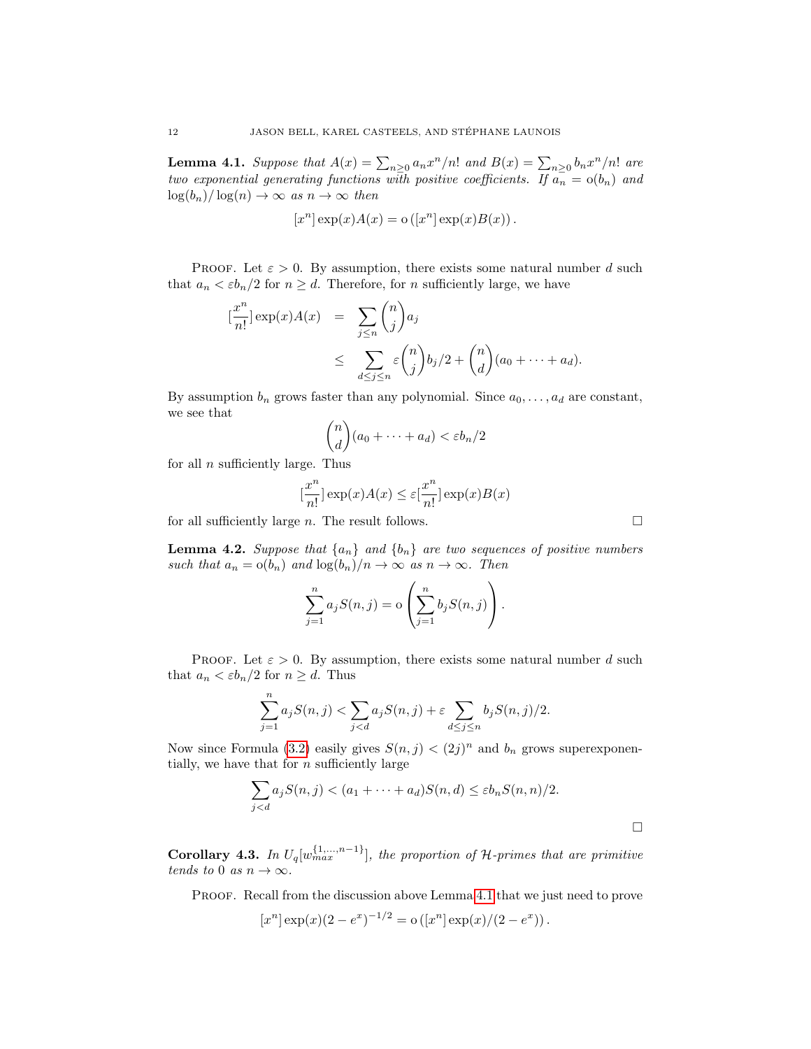**Lemma 4.1.** *Suppose that $A(x) = \sum_{n \geq 0} a_n x^n/n!$ and $B(x) = \sum_{n \geq 0} b_n x^n/n!$ are two exponential generating functions with positive coefficients. If $a_n = \mathrm{o}(b_n)$ and $\log(b_n)/\log(n) \to \infty$ as $n \to \infty$ then*

$$[x^n] \exp(x) A(x) = \mathrm{o}\left([x^n] \exp(x) B(x)\right).$$

Proof. Let $\varepsilon > 0$. By assumption, there exists some natural number $d$ such that $a_n < \varepsilon b_n/2$ for $n \geq d$. Therefore, for $n$ sufficiently large, we have

$$\begin{aligned}
[\frac{x^n}{n!}] \exp(x) A(x) &= \sum_{j \leq n} \binom{n}{j} a_j \\
&\leq \sum_{d \leq j \leq n} \varepsilon \binom{n}{j} b_j/2 + \binom{n}{d}(a_0 + \cdots + a_d).
\end{aligned}$$

By assumption $b_n$ grows faster than any polynomial. Since $a_0, \ldots, a_d$ are constant, we see that

$$\binom{n}{d}(a_0 + \cdots + a_d) < \varepsilon b_n/2$$

for all $n$ sufficiently large. Thus

$$[\frac{x^n}{n!}] \exp(x) A(x) \leq \varepsilon [\frac{x^n}{n!}] \exp(x) B(x)$$

for all sufficiently large $n$. The result follows. $\square$

**Lemma 4.2.** *Suppose that $\{a_n\}$ and $\{b_n\}$ are two sequences of positive numbers such that $a_n = \mathrm{o}(b_n)$ and $\log(b_n)/n \to \infty$ as $n \to \infty$. Then*

$$\sum_{j=1}^{n} a_j S(n,j) = \mathrm{o}\left(\sum_{j=1}^{n} b_j S(n,j)\right).$$

Proof. Let $\varepsilon > 0$. By assumption, there exists some natural number $d$ such that $a_n < \varepsilon b_n/2$ for $n \geq d$. Thus

$$\sum_{j=1}^{n} a_j S(n,j) < \sum_{j<d} a_j S(n,j) + \varepsilon \sum_{d \leq j \leq n} b_j S(n,j)/2.$$

Now since Formula (3.2) easily gives $S(n,j) < (2j)^n$ and $b_n$ grows superexponentially, we have that for $n$ sufficiently large

$$\sum_{j<d} a_j S(n,j) < (a_1 + \cdots + a_d) S(n,d) \leq \varepsilon b_n S(n,n)/2.$$

$\square$

**Corollary 4.3.** *In $U_q[w_{max}^{\{1,\ldots,n-1\}}]$, the proportion of $\mathcal{H}$-primes that are primitive tends to $0$ as $n \to \infty$.*

Proof. Recall from the discussion above Lemma 4.1 that we just need to prove

$$[x^n] \exp(x)(2 - e^x)^{-1/2} = \mathrm{o}\left([x^n] \exp(x)/(2 - e^x)\right).$$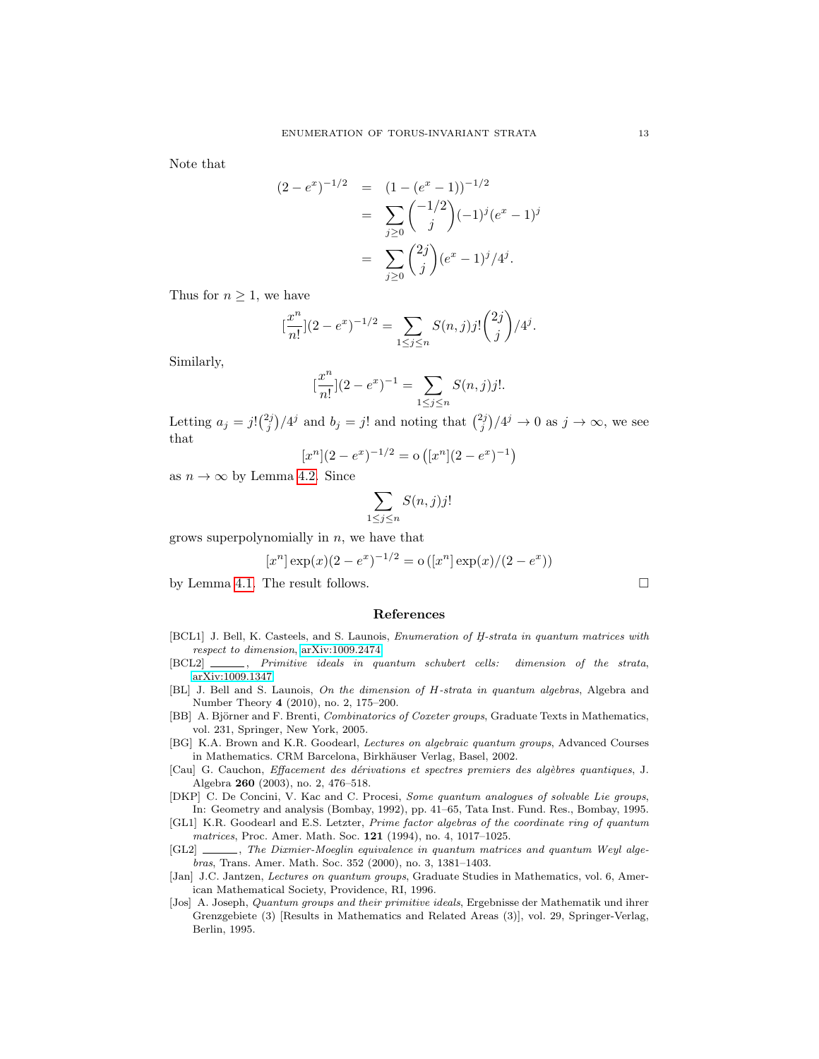Note that

$$
\begin{aligned}
(2-e^x)^{-1/2} &= (1-(e^x-1))^{-1/2} \\
&= \sum_{j\geq 0} \binom{-1/2}{j}(-1)^j(e^x-1)^j \\
&= \sum_{j\geq 0} \binom{2j}{j}(e^x-1)^j/4^j.
\end{aligned}
$$

Thus for $n \geq 1$, we have

$$
[\frac{x^n}{n!}](2-e^x)^{-1/2} = \sum_{1\leq j\leq n} S(n,j)j!\binom{2j}{j}/4^j.
$$

Similarly,

$$
[\frac{x^n}{n!}](2-e^x)^{-1} = \sum_{1\leq j\leq n} S(n,j)j!.
$$

Letting $a_j = j!\binom{2j}{j}/4^j$ and $b_j = j!$ and noting that $\binom{2j}{j}/4^j \to 0$ as $j\to\infty$, we see that

$$
[x^n](2-e^x)^{-1/2} = \mathrm{o}\left([x^n](2-e^x)^{-1}\right)
$$

as $n\to\infty$ by Lemma 4.2. Since

$$
\sum_{1\leq j\leq n} S(n,j)j!
$$

grows superpolynomially in $n$, we have that

$$
[x^n]\exp(x)(2-e^x)^{-1/2} = \mathrm{o}\left([x^n]\exp(x)/(2-e^x)\right)
$$

by Lemma 4.1. The result follows. $\square$

## References

[BCL1] J. Bell, K. Casteels, and S. Launois, *Enumeration of H-strata in quantum matrices with respect to dimension*, arXiv:1009.2474.

[BCL2] ______, *Primitive ideals in quantum schubert cells: dimension of the strata*, arXiv:1009.1347.

[BL] J. Bell and S. Launois, *On the dimension of H-strata in quantum algebras*, Algebra and Number Theory **4** (2010), no. 2, 175–200.

[BB] A. Björner and F. Brenti, *Combinatorics of Coxeter groups*, Graduate Texts in Mathematics, vol. 231, Springer, New York, 2005.

[BG] K.A. Brown and K.R. Goodearl, *Lectures on algebraic quantum groups*, Advanced Courses in Mathematics. CRM Barcelona, Birkhäuser Verlag, Basel, 2002.

[Cau] G. Cauchon, *Effacement des dérivations et spectres premiers des algèbres quantiques*, J. Algebra **260** (2003), no. 2, 476–518.

[DKP] C. De Concini, V. Kac and C. Procesi, *Some quantum analogues of solvable Lie groups*, In: Geometry and analysis (Bombay, 1992), pp. 41–65, Tata Inst. Fund. Res., Bombay, 1995.

[GL1] K.R. Goodearl and E.S. Letzter, *Prime factor algebras of the coordinate ring of quantum matrices*, Proc. Amer. Math. Soc. **121** (1994), no. 4, 1017–1025.

[GL2] ______, *The Dixmier-Moeglin equivalence in quantum matrices and quantum Weyl algebras*, Trans. Amer. Math. Soc. 352 (2000), no. 3, 1381–1403.

[Jan] J.C. Jantzen, *Lectures on quantum groups*, Graduate Studies in Mathematics, vol. 6, American Mathematical Society, Providence, RI, 1996.

[Jos] A. Joseph, *Quantum groups and their primitive ideals*, Ergebnisse der Mathematik und ihrer Grenzgebiete (3) [Results in Mathematics and Related Areas (3)], vol. 29, Springer-Verlag, Berlin, 1995.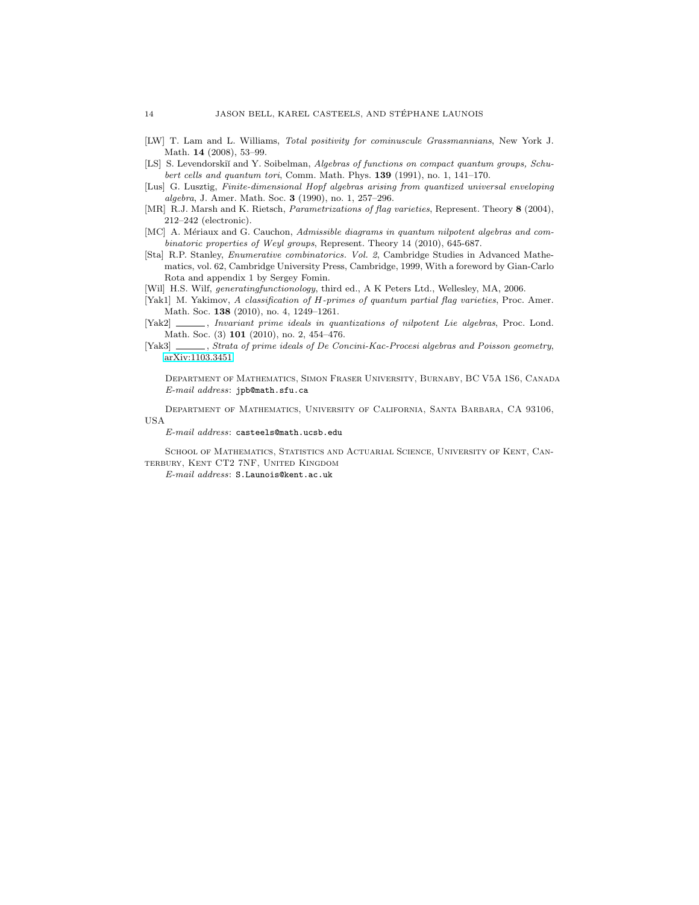[LW] T. Lam and L. Williams, *Total positivity for cominuscule Grassmannians*, New York J. Math. **14** (2008), 53–99.

[LS] S. Levendorskiĭ and Y. Soibelman, *Algebras of functions on compact quantum groups, Schubert cells and quantum tori*, Comm. Math. Phys. **139** (1991), no. 1, 141–170.

[Lus] G. Lusztig, *Finite-dimensional Hopf algebras arising from quantized universal enveloping algebra*, J. Amer. Math. Soc. **3** (1990), no. 1, 257–296.

[MR] R.J. Marsh and K. Rietsch, *Parametrizations of flag varieties*, Represent. Theory **8** (2004), 212–242 (electronic).

[MC] A. Mériaux and G. Cauchon, *Admissible diagrams in quantum nilpotent algebras and combinatoric properties of Weyl groups*, Represent. Theory 14 (2010), 645-687.

[Sta] R.P. Stanley, *Enumerative combinatorics. Vol. 2*, Cambridge Studies in Advanced Mathematics, vol. 62, Cambridge University Press, Cambridge, 1999, With a foreword by Gian-Carlo Rota and appendix 1 by Sergey Fomin.

[Wil] H.S. Wilf, *generatingfunctionology*, third ed., A K Peters Ltd., Wellesley, MA, 2006.

[Yak1] M. Yakimov, *A classification of H-primes of quantum partial flag varieties*, Proc. Amer. Math. Soc. **138** (2010), no. 4, 1249–1261.

[Yak2] ______, *Invariant prime ideals in quantizations of nilpotent Lie algebras*, Proc. Lond. Math. Soc. (3) **101** (2010), no. 2, 454–476.

[Yak3] ______, *Strata of prime ideals of De Concini-Kac-Procesi algebras and Poisson geometry*, arXiv:1103.3451

Department of Mathematics, Simon Fraser University, Burnaby, BC V5A 1S6, Canada
*E-mail address*: jpb@math.sfu.ca

Department of Mathematics, University of California, Santa Barbara, CA 93106, USA
*E-mail address*: casteels@math.ucsb.edu

School of Mathematics, Statistics and Actuarial Science, University of Kent, Canterbury, Kent CT2 7NF, United Kingdom
*E-mail address*: S.Launois@kent.ac.uk